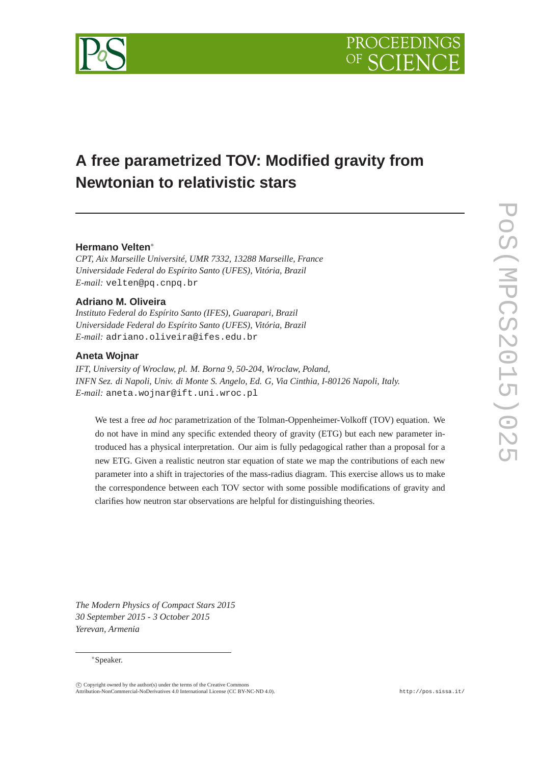# A free parametrized TOV: Modified gravity from Newtonian to relativistic stars

**Hermano Velten***

*CPT, Aix Marseille Université, UMR 7332, 13288 Marseille, France*
*Universidade Federal do Espírito Santo (UFES), Vitória, Brazil*
*E-mail:* velten@pq.cnpq.br

**Adriano M. Oliveira**

*Instituto Federal do Espírito Santo (IFES), Guarapari, Brazil*
*Universidade Federal do Espírito Santo (UFES), Vitória, Brazil*
*E-mail:* adriano.oliveira@ifes.edu.br

**Aneta Wojnar**

*IFT, University of Wroclaw, pl. M. Borna 9, 50-204, Wroclaw, Poland,*
*INFN Sez. di Napoli, Univ. di Monte S. Angelo, Ed. G, Via Cinthia, I-80126 Napoli, Italy.*
*E-mail:* aneta.wojnar@ift.uni.wroc.pl

We test a free *ad hoc* parametrization of the Tolman-Oppenheimer-Volkoff (TOV) equation. We do not have in mind any specific extended theory of gravity (ETG) but each new parameter introduced has a physical interpretation. Our aim is fully pedagogical rather than a proposal for a new ETG. Given a realistic neutron star equation of state we map the contributions of each new parameter into a shift in trajectories of the mass-radius diagram. This exercise allows us to make the correspondence between each TOV sector with some possible modifications of gravity and clarifies how neutron star observations are helpful for distinguishing theories.

*The Modern Physics of Compact Stars 2015*
*30 September 2015 - 3 October 2015*
*Yerevan, Armenia*

*Speaker.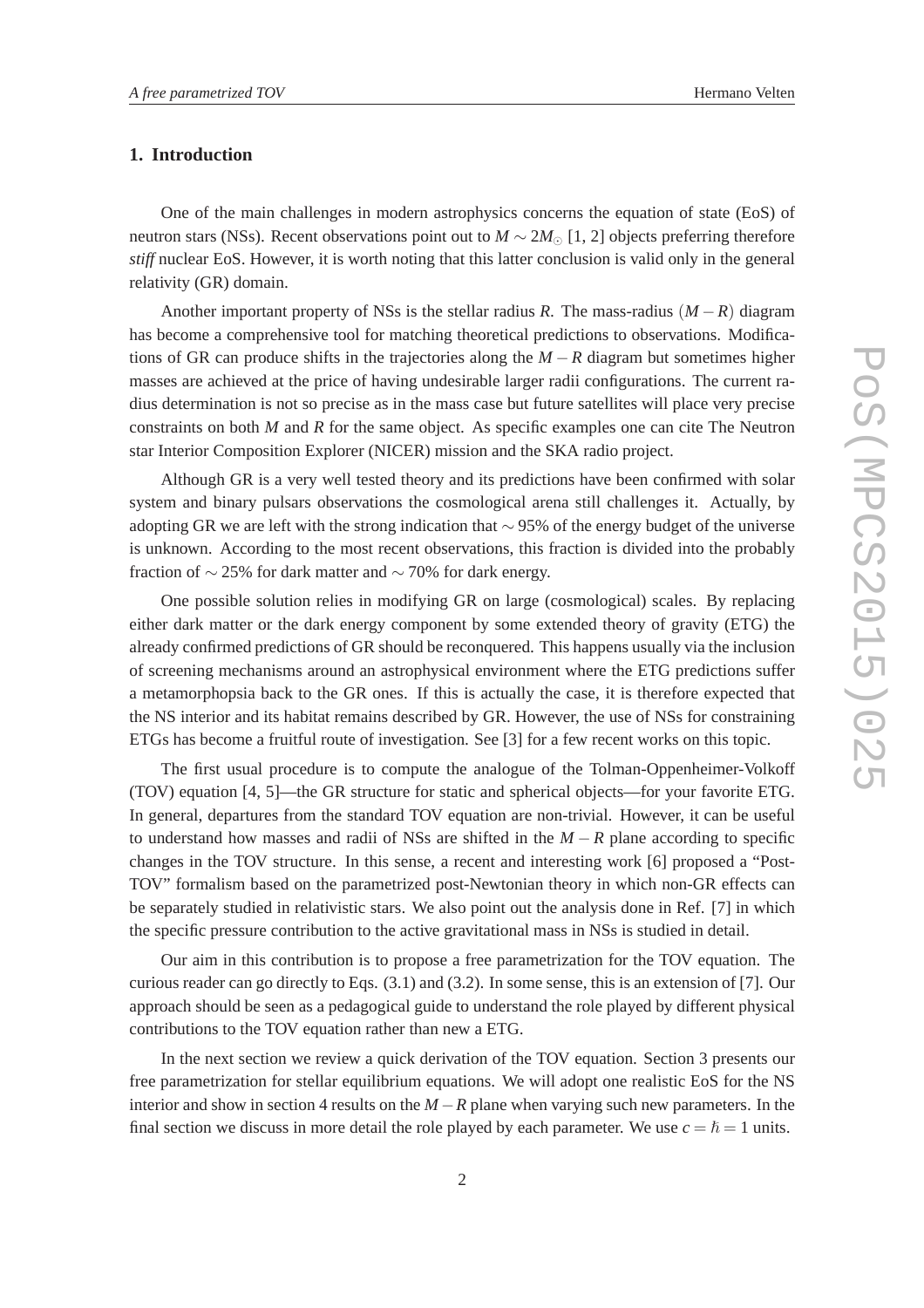## 1. Introduction

One of the main challenges in modern astrophysics concerns the equation of state (EoS) of neutron stars (NSs). Recent observations point out to $M \sim 2M_{\odot}$ [1, 2] objects preferring therefore *stiff* nuclear EoS. However, it is worth noting that this latter conclusion is valid only in the general relativity (GR) domain.

Another important property of NSs is the stellar radius $R$. The mass-radius $(M-R)$ diagram has become a comprehensive tool for matching theoretical predictions to observations. Modifications of GR can produce shifts in the trajectories along the $M-R$ diagram but sometimes higher masses are achieved at the price of having undesirable larger radii configurations. The current radius determination is not so precise as in the mass case but future satellites will place very precise constraints on both $M$ and $R$ for the same object. As specific examples one can cite The Neutron star Interior Composition Explorer (NICER) mission and the SKA radio project.

Although GR is a very well tested theory and its predictions have been confirmed with solar system and binary pulsars observations the cosmological arena still challenges it. Actually, by adopting GR we are left with the strong indication that $\sim 95\%$ of the energy budget of the universe is unknown. According to the most recent observations, this fraction is divided into the probably fraction of $\sim 25\%$ for dark matter and $\sim 70\%$ for dark energy.

One possible solution relies in modifying GR on large (cosmological) scales. By replacing either dark matter or the dark energy component by some extended theory of gravity (ETG) the already confirmed predictions of GR should be reconquered. This happens usually via the inclusion of screening mechanisms around an astrophysical environment where the ETG predictions suffer a metamorphopsia back to the GR ones. If this is actually the case, it is therefore expected that the NS interior and its habitat remains described by GR. However, the use of NSs for constraining ETGs has become a fruitful route of investigation. See [3] for a few recent works on this topic.

The first usual procedure is to compute the analogue of the Tolman-Oppenheimer-Volkoff (TOV) equation [4, 5]—the GR structure for static and spherical objects—for your favorite ETG. In general, departures from the standard TOV equation are non-trivial. However, it can be useful to understand how masses and radii of NSs are shifted in the $M-R$ plane according to specific changes in the TOV structure. In this sense, a recent and interesting work [6] proposed a "Post-TOV" formalism based on the parametrized post-Newtonian theory in which non-GR effects can be separately studied in relativistic stars. We also point out the analysis done in Ref. [7] in which the specific pressure contribution to the active gravitational mass in NSs is studied in detail.

Our aim in this contribution is to propose a free parametrization for the TOV equation. The curious reader can go directly to Eqs. (3.1) and (3.2). In some sense, this is an extension of [7]. Our approach should be seen as a pedagogical guide to understand the role played by different physical contributions to the TOV equation rather than new a ETG.

In the next section we review a quick derivation of the TOV equation. Section 3 presents our free parametrization for stellar equilibrium equations. We will adopt one realistic EoS for the NS interior and show in section 4 results on the $M-R$ plane when varying such new parameters. In the final section we discuss in more detail the role played by each parameter. We use $c = \hbar = 1$ units.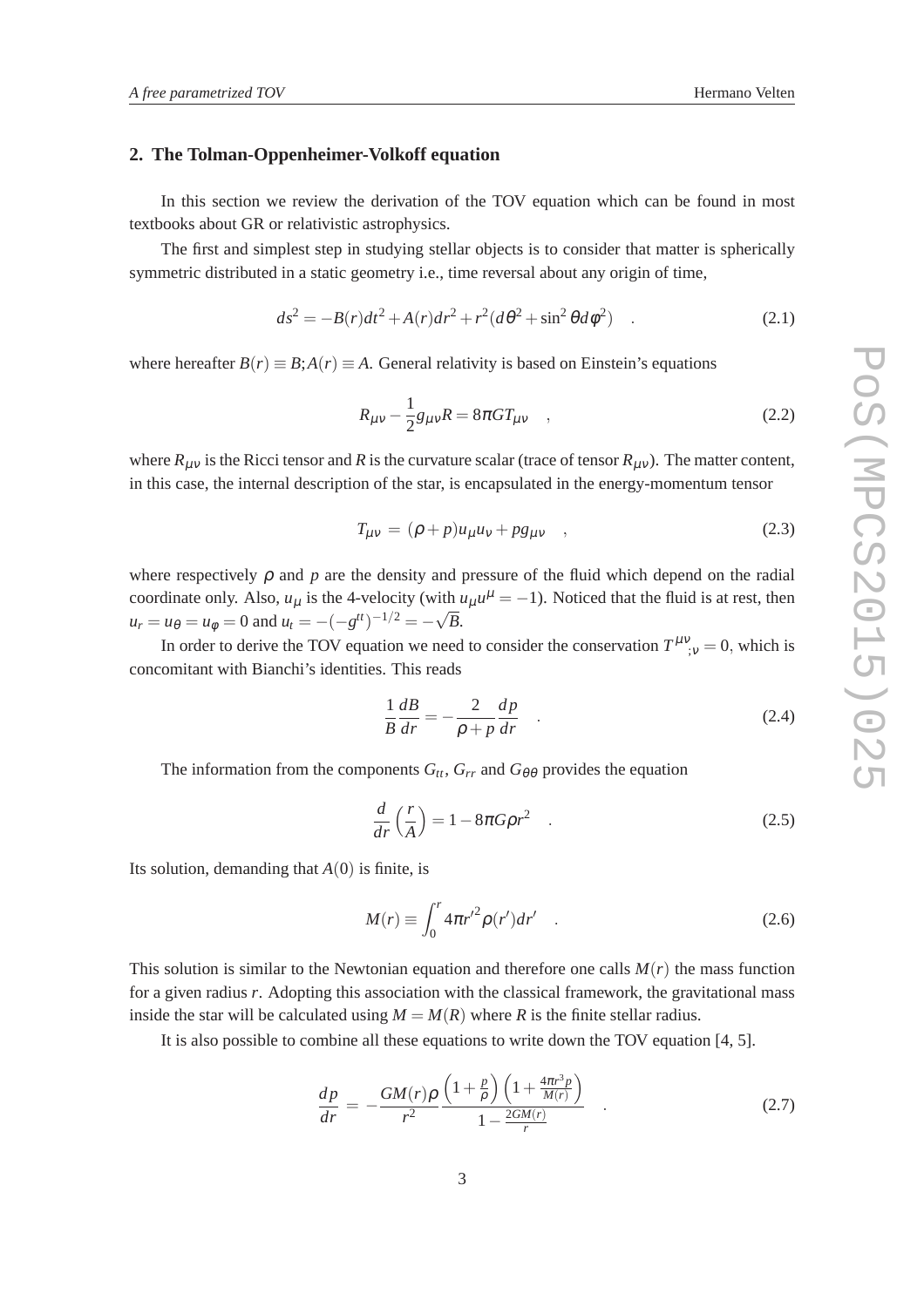## 2. The Tolman-Oppenheimer-Volkoff equation

In this section we review the derivation of the TOV equation which can be found in most textbooks about GR or relativistic astrophysics.

The first and simplest step in studying stellar objects is to consider that matter is spherically symmetric distributed in a static geometry i.e., time reversal about any origin of time,

$$ds^2 = -B(r)dt^2 + A(r)dr^2 + r^2(d\theta^2 + \sin^2\theta d\phi^2) \quad . \tag{2.1}$$

where hereafter $B(r) \equiv B; A(r) \equiv A$. General relativity is based on Einstein's equations

$$R_{\mu\nu} - \frac{1}{2}g_{\mu\nu}R = 8\pi G T_{\mu\nu} \quad , \tag{2.2}$$

where $R_{\mu\nu}$ is the Ricci tensor and $R$ is the curvature scalar (trace of tensor $R_{\mu\nu}$). The matter content, in this case, the internal description of the star, is encapsulated in the energy-momentum tensor

$$T_{\mu\nu} = (\rho + p)u_\mu u_\nu + p g_{\mu\nu} \quad , \tag{2.3}$$

where respectively $\rho$ and $p$ are the density and pressure of the fluid which depend on the radial coordinate only. Also, $u_\mu$ is the 4-velocity (with $u_\mu u^\mu = -1$). Noticed that the fluid is at rest, then $u_r = u_\theta = u_\phi = 0$ and $u_t = -(-g^{tt})^{-1/2} = -\sqrt{B}$.

In order to derive the TOV equation we need to consider the conservation $T^{\mu\nu}{}_{;\nu} = 0$, which is concomitant with Bianchi's identities. This reads

$$\frac{1}{B}\frac{dB}{dr} = -\frac{2}{\rho + p}\frac{dp}{dr} \quad . \tag{2.4}$$

The information from the components $G_{tt}$, $G_{rr}$ and $G_{\theta\theta}$ provides the equation

$$\frac{d}{dr}\left(\frac{r}{A}\right) = 1 - 8\pi G\rho r^2 \quad . \tag{2.5}$$

Its solution, demanding that $A(0)$ is finite, is

$$M(r) \equiv \int_0^r 4\pi r'^2 \rho(r')dr' \quad . \tag{2.6}$$

This solution is similar to the Newtonian equation and therefore one calls $M(r)$ the mass function for a given radius $r$. Adopting this association with the classical framework, the gravitational mass inside the star will be calculated using $M = M(R)$ where $R$ is the finite stellar radius.

It is also possible to combine all these equations to write down the TOV equation [4, 5].

$$\frac{dp}{dr} = -\frac{GM(r)\rho}{r^2}\frac{\left(1 + \frac{p}{\rho}\right)\left(1 + \frac{4\pi r^3 p}{M(r)}\right)}{1 - \frac{2GM(r)}{r}} \quad . \tag{2.7}$$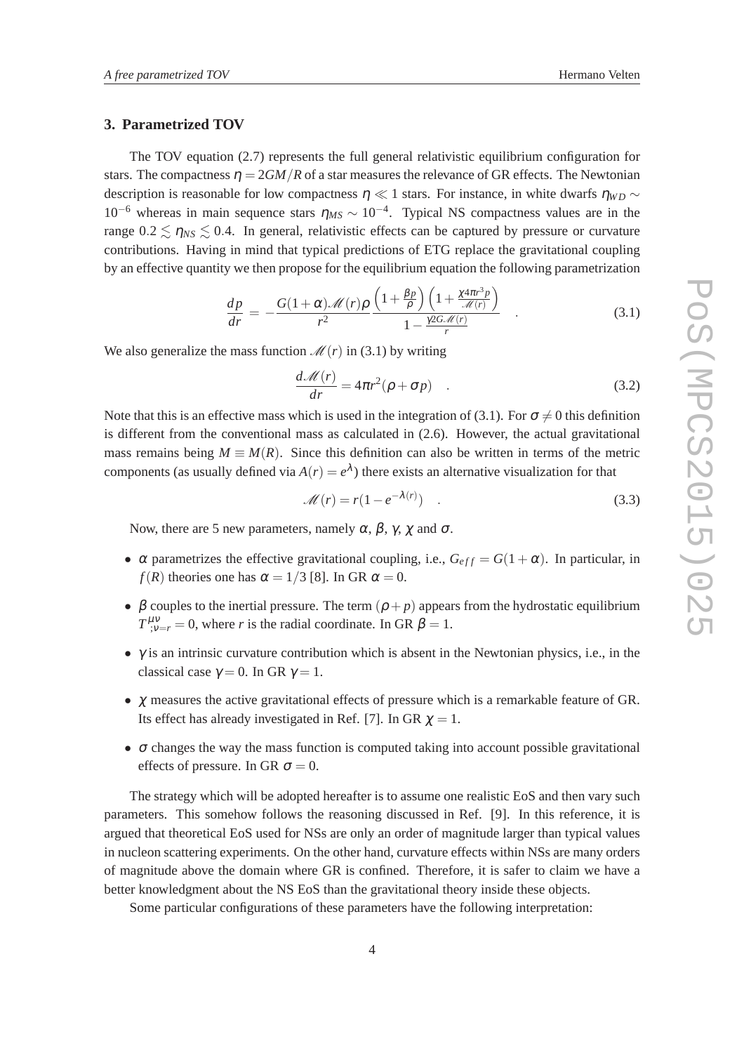## 3. Parametrized TOV

The TOV equation (2.7) represents the full general relativistic equilibrium configuration for stars. The compactness $\eta = 2GM/R$ of a star measures the relevance of GR effects. The Newtonian description is reasonable for low compactness $\eta \ll 1$ stars. For instance, in white dwarfs $\eta_{WD} \sim 10^{-6}$ whereas in main sequence stars $\eta_{MS} \sim 10^{-4}$. Typical NS compactness values are in the range $0.2 \lesssim \eta_{NS} \lesssim 0.4$. In general, relativistic effects can be captured by pressure or curvature contributions. Having in mind that typical predictions of ETG replace the gravitational coupling by an effective quantity we then propose for the equilibrium equation the following parametrization

$$\frac{dp}{dr} = -\frac{G(1+\alpha)\mathscr{M}(r)\rho}{r^2} \frac{\left(1+\frac{\beta p}{\rho}\right)\left(1+\frac{\chi 4\pi r^3 p}{\mathscr{M}(r)}\right)}{1-\frac{\gamma 2G\mathscr{M}(r)}{r}} \quad . \tag{3.1}$$

We also generalize the mass function $\mathscr{M}(r)$ in (3.1) by writing

$$\frac{d\mathscr{M}(r)}{dr} = 4\pi r^2(\rho + \sigma p) \quad . \tag{3.2}$$

Note that this is an effective mass which is used in the integration of (3.1). For $\sigma \neq 0$ this definition is different from the conventional mass as calculated in (2.6). However, the actual gravitational mass remains being $M \equiv M(R)$. Since this definition can also be written in terms of the metric components (as usually defined via $A(r) = e^{\lambda}$) there exists an alternative visualization for that

$$\mathscr{M}(r) = r(1 - e^{-\lambda(r)}) \quad . \tag{3.3}$$

Now, there are 5 new parameters, namely $\alpha$, $\beta$, $\gamma$, $\chi$ and $\sigma$.

- $\alpha$ parametrizes the effective gravitational coupling, i.e., $G_{eff} = G(1+\alpha)$. In particular, in $f(R)$ theories one has $\alpha = 1/3$ [8]. In GR $\alpha = 0$.
- $\beta$ couples to the inertial pressure. The term $(\rho + p)$ appears from the hydrostatic equilibrium $T^{\mu\nu}_{;\nu=r} = 0$, where $r$ is the radial coordinate. In GR $\beta = 1$.
- $\gamma$ is an intrinsic curvature contribution which is absent in the Newtonian physics, i.e., in the classical case $\gamma = 0$. In GR $\gamma = 1$.
- $\chi$ measures the active gravitational effects of pressure which is a remarkable feature of GR. Its effect has already investigated in Ref. [7]. In GR $\chi = 1$.
- $\sigma$ changes the way the mass function is computed taking into account possible gravitational effects of pressure. In GR $\sigma = 0$.

The strategy which will be adopted hereafter is to assume one realistic EoS and then vary such parameters. This somehow follows the reasoning discussed in Ref. [9]. In this reference, it is argued that theoretical EoS used for NSs are only an order of magnitude larger than typical values in nucleon scattering experiments. On the other hand, curvature effects within NSs are many orders of magnitude above the domain where GR is confined. Therefore, it is safer to claim we have a better knowledgment about the NS EoS than the gravitational theory inside these objects.

Some particular configurations of these parameters have the following interpretation: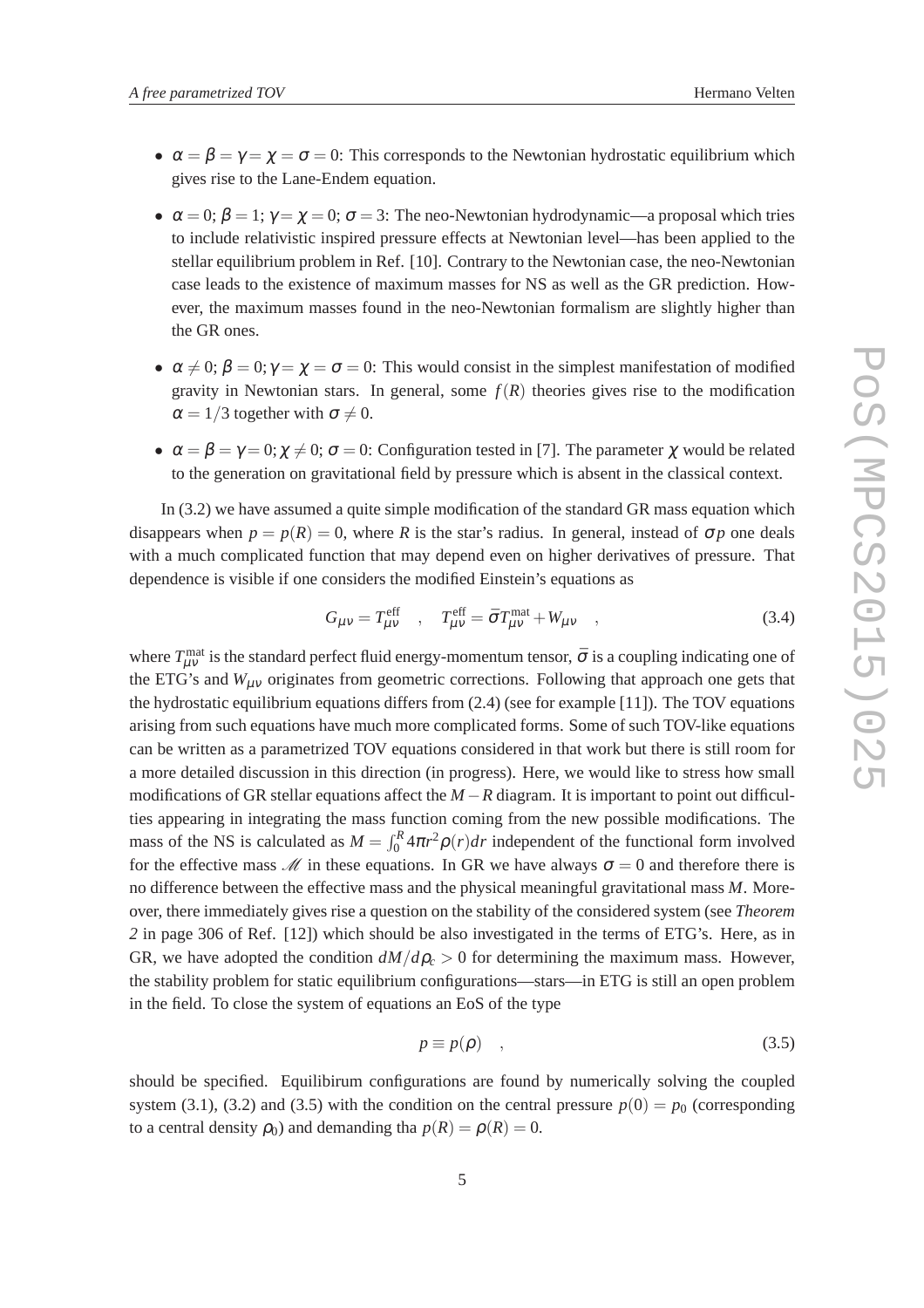- $\alpha = \beta = \gamma = \chi = \sigma = 0$: This corresponds to the Newtonian hydrostatic equilibrium which gives rise to the Lane-Endem equation.
- $\alpha = 0$; $\beta = 1$; $\gamma = \chi = 0$; $\sigma = 3$: The neo-Newtonian hydrodynamic—a proposal which tries to include relativistic inspired pressure effects at Newtonian level—has been applied to the stellar equilibrium problem in Ref. [10]. Contrary to the Newtonian case, the neo-Newtonian case leads to the existence of maximum masses for NS as well as the GR prediction. However, the maximum masses found in the neo-Newtonian formalism are slightly higher than the GR ones.
- $\alpha \neq 0$; $\beta = 0$; $\gamma = \chi = \sigma = 0$: This would consist in the simplest manifestation of modified gravity in Newtonian stars. In general, some $f(R)$ theories gives rise to the modification $\alpha = 1/3$ together with $\sigma \neq 0$.
- $\alpha = \beta = \gamma = 0$; $\chi \neq 0$; $\sigma = 0$: Configuration tested in [7]. The parameter $\chi$ would be related to the generation on gravitational field by pressure which is absent in the classical context.

In (3.2) we have assumed a quite simple modification of the standard GR mass equation which disappears when $p = p(R) = 0$, where $R$ is the star's radius. In general, instead of $\sigma p$ one deals with a much complicated function that may depend even on higher derivatives of pressure. That dependence is visible if one considers the modified Einstein's equations as

$$G_{\mu\nu} = T^{\rm eff}_{\mu\nu} \quad , \quad T^{\rm eff}_{\mu\nu} = \bar{\sigma} T^{\rm mat}_{\mu\nu} + W_{\mu\nu} \quad , \tag{3.4}$$

where $T^{\rm mat}_{\mu\nu}$ is the standard perfect fluid energy-momentum tensor, $\bar{\sigma}$ is a coupling indicating one of the ETG's and $W_{\mu\nu}$ originates from geometric corrections. Following that approach one gets that the hydrostatic equilibrium equations differs from (2.4) (see for example [11]). The TOV equations arising from such equations have much more complicated forms. Some of such TOV-like equations can be written as a parametrized TOV equations considered in that work but there is still room for a more detailed discussion in this direction (in progress). Here, we would like to stress how small modifications of GR stellar equations affect the $M-R$ diagram. It is important to point out difficulties appearing in integrating the mass function coming from the new possible modifications. The mass of the NS is calculated as $M = \int_0^R 4\pi r^2 \rho(r) dr$ independent of the functional form involved for the effective mass $\mathscr{M}$ in these equations. In GR we have always $\sigma = 0$ and therefore there is no difference between the effective mass and the physical meaningful gravitational mass $M$. Moreover, there immediately gives rise a question on the stability of the considered system (see *Theorem 2* in page 306 of Ref. [12]) which should be also investigated in the terms of ETG's. Here, as in GR, we have adopted the condition $dM/d\rho_c > 0$ for determining the maximum mass. However, the stability problem for static equilibrium configurations—stars—in ETG is still an open problem in the field. To close the system of equations an EoS of the type

$$p \equiv p(\rho) \quad , \tag{3.5}$$

should be specified. Equilibirum configurations are found by numerically solving the coupled system (3.1), (3.2) and (3.5) with the condition on the central pressure $p(0) = p_0$ (corresponding to a central density $\rho_0$) and demanding tha $p(R) = \rho(R) = 0$.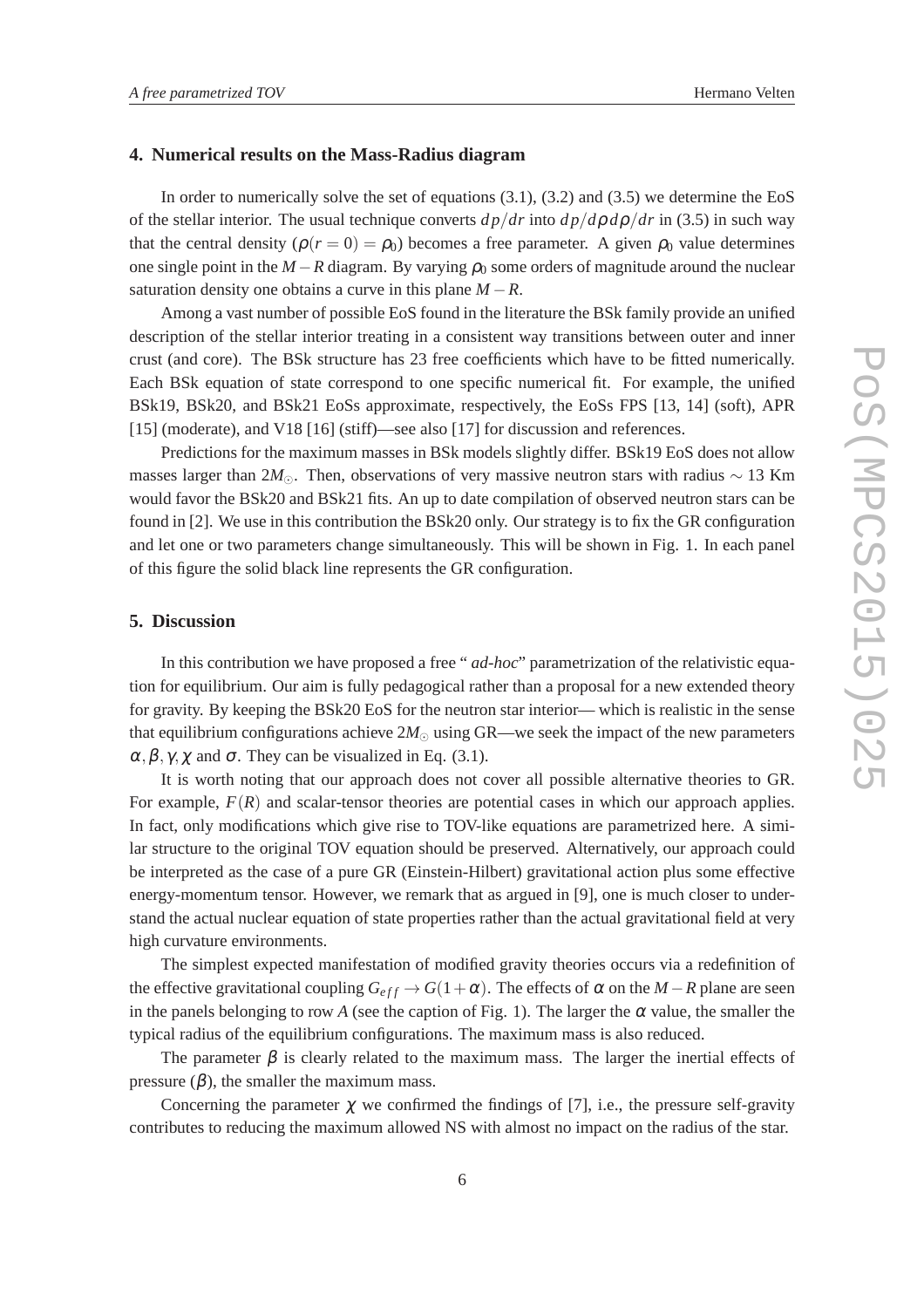## 4. Numerical results on the Mass-Radius diagram

In order to numerically solve the set of equations (3.1), (3.2) and (3.5) we determine the EoS of the stellar interior. The usual technique converts $dp/dr$ into $dp/d\rho d\rho/dr$ in (3.5) in such way that the central density ($\rho(r=0)=\rho_0$) becomes a free parameter. A given $\rho_0$ value determines one single point in the $M-R$ diagram. By varying $\rho_0$ some orders of magnitude around the nuclear saturation density one obtains a curve in this plane $M-R$.

Among a vast number of possible EoS found in the literature the BSk family provide an unified description of the stellar interior treating in a consistent way transitions between outer and inner crust (and core). The BSk structure has 23 free coefficients which have to be fitted numerically. Each BSk equation of state correspond to one specific numerical fit. For example, the unified BSk19, BSk20, and BSk21 EoSs approximate, respectively, the EoSs FPS [13, 14] (soft), APR [15] (moderate), and V18 [16] (stiff)—see also [17] for discussion and references.

Predictions for the maximum masses in BSk models slightly differ. BSk19 EoS does not allow masses larger than $2M_{\odot}$. Then, observations of very massive neutron stars with radius $\sim 13$ Km would favor the BSk20 and BSk21 fits. An up to date compilation of observed neutron stars can be found in [2]. We use in this contribution the BSk20 only. Our strategy is to fix the GR configuration and let one or two parameters change simultaneously. This will be shown in Fig. 1. In each panel of this figure the solid black line represents the GR configuration.

## 5. Discussion

In this contribution we have proposed a free " *ad-hoc*" parametrization of the relativistic equation for equilibrium. Our aim is fully pedagogical rather than a proposal for a new extended theory for gravity. By keeping the BSk20 EoS for the neutron star interior— which is realistic in the sense that equilibrium configurations achieve $2M_{\odot}$ using GR—we seek the impact of the new parameters $\alpha, \beta, \gamma, \chi$ and $\sigma$. They can be visualized in Eq. (3.1).

It is worth noting that our approach does not cover all possible alternative theories to GR. For example, $F(R)$ and scalar-tensor theories are potential cases in which our approach applies. In fact, only modifications which give rise to TOV-like equations are parametrized here. A similar structure to the original TOV equation should be preserved. Alternatively, our approach could be interpreted as the case of a pure GR (Einstein-Hilbert) gravitational action plus some effective energy-momentum tensor. However, we remark that as argued in [9], one is much closer to understand the actual nuclear equation of state properties rather than the actual gravitational field at very high curvature environments.

The simplest expected manifestation of modified gravity theories occurs via a redefinition of the effective gravitational coupling $G_{eff} \rightarrow G(1+\alpha)$. The effects of $\alpha$ on the $M-R$ plane are seen in the panels belonging to row $A$ (see the caption of Fig. 1). The larger the $\alpha$ value, the smaller the typical radius of the equilibrium configurations. The maximum mass is also reduced.

The parameter $\beta$ is clearly related to the maximum mass. The larger the inertial effects of pressure ($\beta$), the smaller the maximum mass.

Concerning the parameter $\chi$ we confirmed the findings of [7], i.e., the pressure self-gravity contributes to reducing the maximum allowed NS with almost no impact on the radius of the star.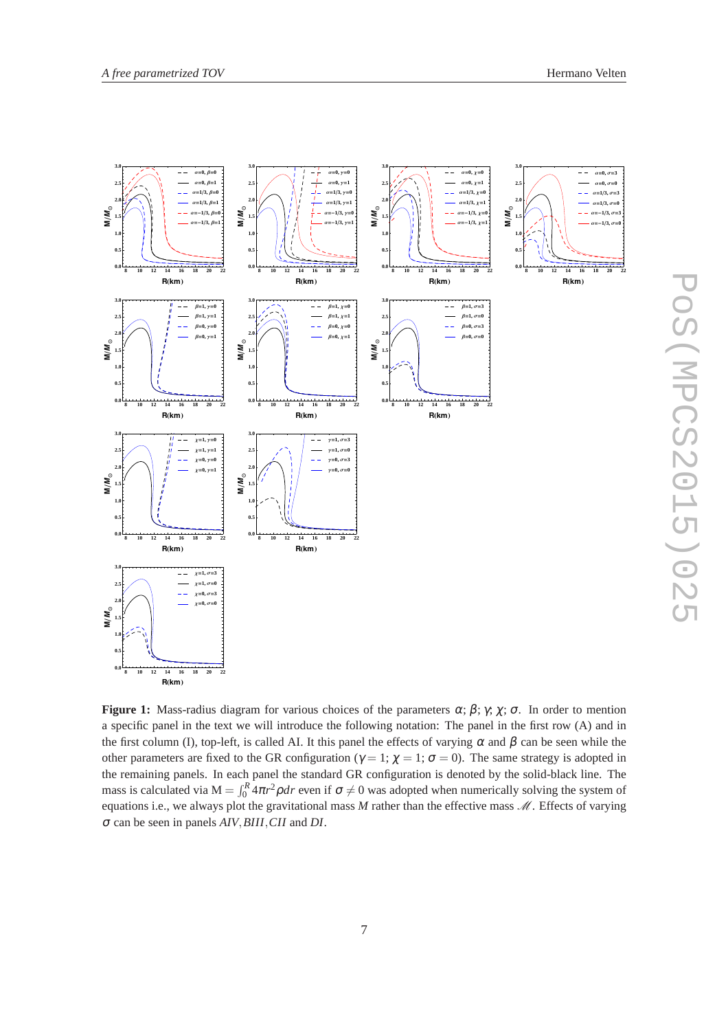**Figure 1:** Mass-radius diagram for various choices of the parameters $\alpha$; $\beta$; $\gamma$; $\chi$; $\sigma$. In order to mention a specific panel in the text we will introduce the following notation: The panel in the first row (A) and in the first column (I), top-left, is called AI. It this panel the effects of varying $\alpha$ and $\beta$ can be seen while the other parameters are fixed to the GR configuration ($\gamma = 1$; $\chi = 1$; $\sigma = 0$). The same strategy is adopted in the remaining panels. In each panel the standard GR configuration is denoted by the solid-black line. The mass is calculated via $\mathrm{M} = \int_0^R 4\pi r^2 \rho dr$ even if $\sigma \neq 0$ was adopted when numerically solving the system of equations i.e., we always plot the gravitational mass $M$ rather than the effective mass $\mathscr{M}$. Effects of varying $\sigma$ can be seen in panels *AIV*, *BIII*, *CII* and *DI*.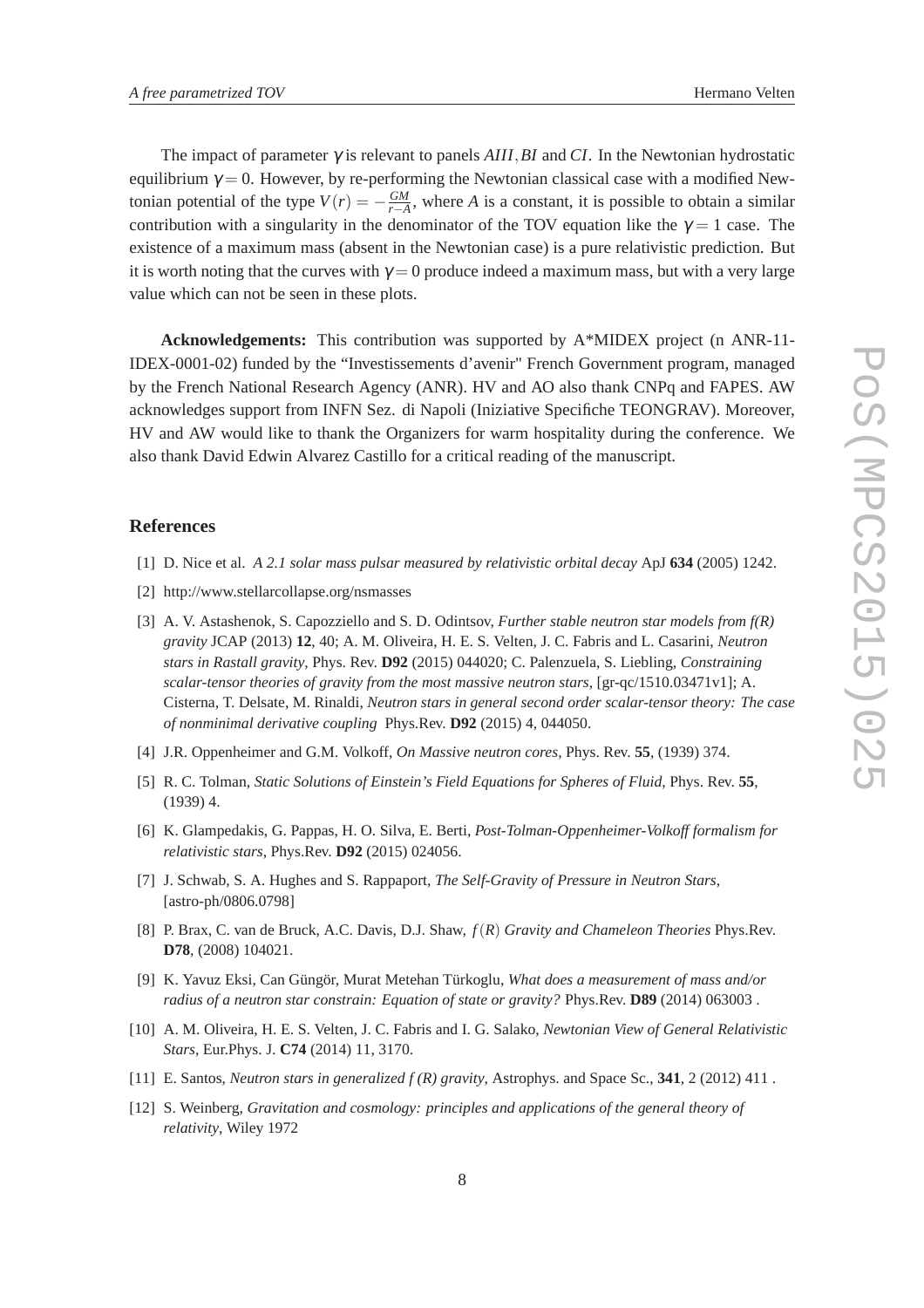The impact of parameter $\gamma$ is relevant to panels $AIII, BI$ and $CI$. In the Newtonian hydrostatic equilibrium $\gamma = 0$. However, by re-performing the Newtonian classical case with a modified Newtonian potential of the type $V(r) = -\frac{GM}{r-A}$, where $A$ is a constant, it is possible to obtain a similar contribution with a singularity in the denominator of the TOV equation like the $\gamma = 1$ case. The existence of a maximum mass (absent in the Newtonian case) is a pure relativistic prediction. But it is worth noting that the curves with $\gamma = 0$ produce indeed a maximum mass, but with a very large value which can not be seen in these plots.

**Acknowledgements:** This contribution was supported by A*MIDEX project (n ANR-11-IDEX-0001-02) funded by the "Investissements d'avenir" French Government program, managed by the French National Research Agency (ANR). HV and AO also thank CNPq and FAPES. AW acknowledges support from INFN Sez. di Napoli (Iniziative Specifiche TEONGRAV). Moreover, HV and AW would like to thank the Organizers for warm hospitality during the conference. We also thank David Edwin Alvarez Castillo for a critical reading of the manuscript.

## References

[1] D. Nice et al. *A 2.1 solar mass pulsar measured by relativistic orbital decay* ApJ **634** (2005) 1242.

[2] http://www.stellarcollapse.org/nsmasses

[3] A. V. Astashenok, S. Capozziello and S. D. Odintsov, *Further stable neutron star models from f(R) gravity* JCAP (2013) **12**, 40; A. M. Oliveira, H. E. S. Velten, J. C. Fabris and L. Casarini, *Neutron stars in Rastall gravity*, Phys. Rev. **D92** (2015) 044020; C. Palenzuela, S. Liebling, *Constraining scalar-tensor theories of gravity from the most massive neutron stars*, [gr-qc/1510.03471v1]; A. Cisterna, T. Delsate, M. Rinaldi, *Neutron stars in general second order scalar-tensor theory: The case of nonminimal derivative coupling* Phys.Rev. **D92** (2015) 4, 044050.

[4] J.R. Oppenheimer and G.M. Volkoff, *On Massive neutron cores*, Phys. Rev. **55**, (1939) 374.

[5] R. C. Tolman, *Static Solutions of Einstein's Field Equations for Spheres of Fluid*, Phys. Rev. **55**, (1939) 4.

[6] K. Glampedakis, G. Pappas, H. O. Silva, E. Berti, *Post-Tolman-Oppenheimer-Volkoff formalism for relativistic stars*, Phys.Rev. **D92** (2015) 024056.

[7] J. Schwab, S. A. Hughes and S. Rappaport, *The Self-Gravity of Pressure in Neutron Stars*, [astro-ph/0806.0798]

[8] P. Brax, C. van de Bruck, A.C. Davis, D.J. Shaw, *$f(R)$ Gravity and Chameleon Theories* Phys.Rev. **D78**, (2008) 104021.

[9] K. Yavuz Eksi, Can Güngör, Murat Metehan Türkoglu, *What does a measurement of mass and/or radius of a neutron star constrain: Equation of state or gravity?* Phys.Rev. **D89** (2014) 063003 .

[10] A. M. Oliveira, H. E. S. Velten, J. C. Fabris and I. G. Salako, *Newtonian View of General Relativistic Stars*, Eur.Phys. J. **C74** (2014) 11, 3170.

[11] E. Santos, *Neutron stars in generalized f (R) gravity*, Astrophys. and Space Sc., **341**, 2 (2012) 411 .

[12] S. Weinberg, *Gravitation and cosmology: principles and applications of the general theory of relativity*, Wiley 1972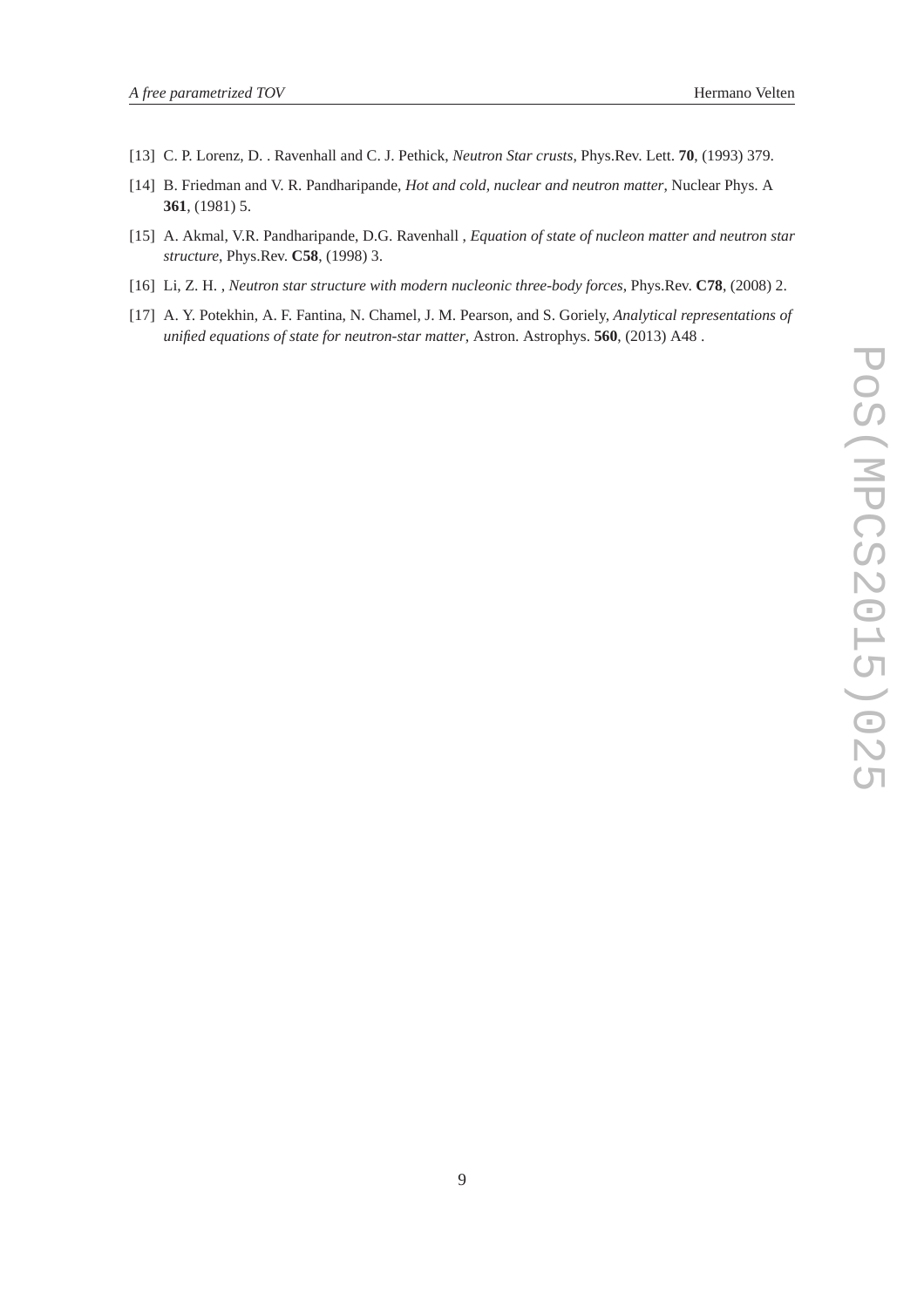[13] C. P. Lorenz, D. . Ravenhall and C. J. Pethick, *Neutron Star crusts*, Phys.Rev. Lett. **70**, (1993) 379.

[14] B. Friedman and V. R. Pandharipande, *Hot and cold, nuclear and neutron matter*, Nuclear Phys. A **361**, (1981) 5.

[15] A. Akmal, V.R. Pandharipande, D.G. Ravenhall , *Equation of state of nucleon matter and neutron star structure*, Phys.Rev. **C58**, (1998) 3.

[16] Li, Z. H. , *Neutron star structure with modern nucleonic three-body forces*, Phys.Rev. **C78**, (2008) 2.

[17] A. Y. Potekhin, A. F. Fantina, N. Chamel, J. M. Pearson, and S. Goriely, *Analytical representations of unified equations of state for neutron-star matter*, Astron. Astrophys. **560**, (2013) A48 .